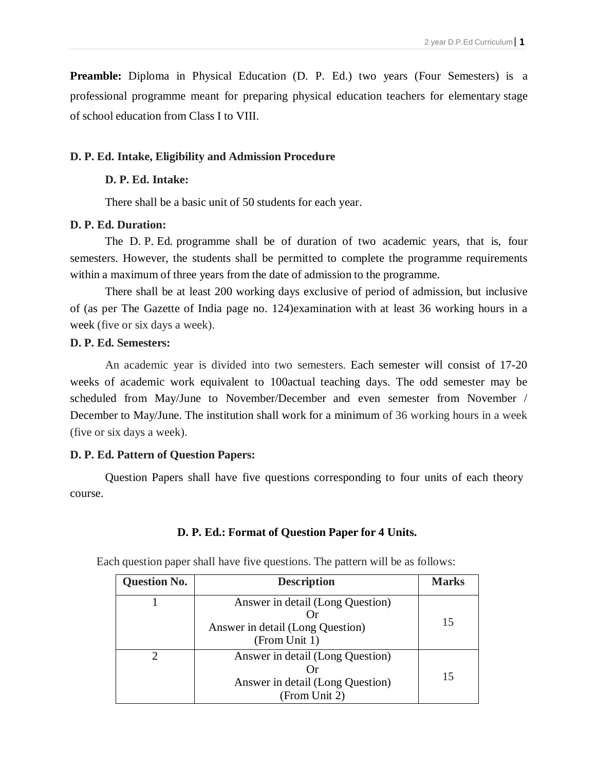**Preamble:** Diploma in Physical Education (D. P. Ed.) two years (Four Semesters) is a professional programme meant for preparing physical education teachers for elementary stage of school education from Class I to VIII.

## D. P. Ed. Intake, Eligibility and Admission Procedure

**D. P. Ed. Intake:**

There shall be a basic unit of 50 students for each year.

**D. P. Ed. Duration:**

The D. P. Ed. programme shall be of duration of two academic years, that is, four semesters. However, the students shall be permitted to complete the programme requirements within a maximum of three years from the date of admission to the programme.

There shall be at least 200 working days exclusive of period of admission, but inclusive of (as per The Gazette of India page no. 124)examination with at least 36 working hours in a week (five or six days a week).

**D. P. Ed. Semesters:**

An academic year is divided into two semesters. Each semester will consist of 17-20 weeks of academic work equivalent to 100actual teaching days. The odd semester may be scheduled from May/June to November/December and even semester from November / December to May/June. The institution shall work for a minimum of 36 working hours in a week (five or six days a week).

**D. P. Ed. Pattern of Question Papers:**

Question Papers shall have five questions corresponding to four units of each theory course.

### D. P. Ed.: Format of Question Paper for 4 Units.

Each question paper shall have five questions. The pattern will be as follows:

| Question No. | Description | Marks |
|---|---|---|
| 1 | Answer in detail (Long Question)<br>Or<br>Answer in detail (Long Question)<br>(From Unit 1) | 15 |
| 2 | Answer in detail (Long Question)<br>Or<br>Answer in detail (Long Question)<br>(From Unit 2) | 15 |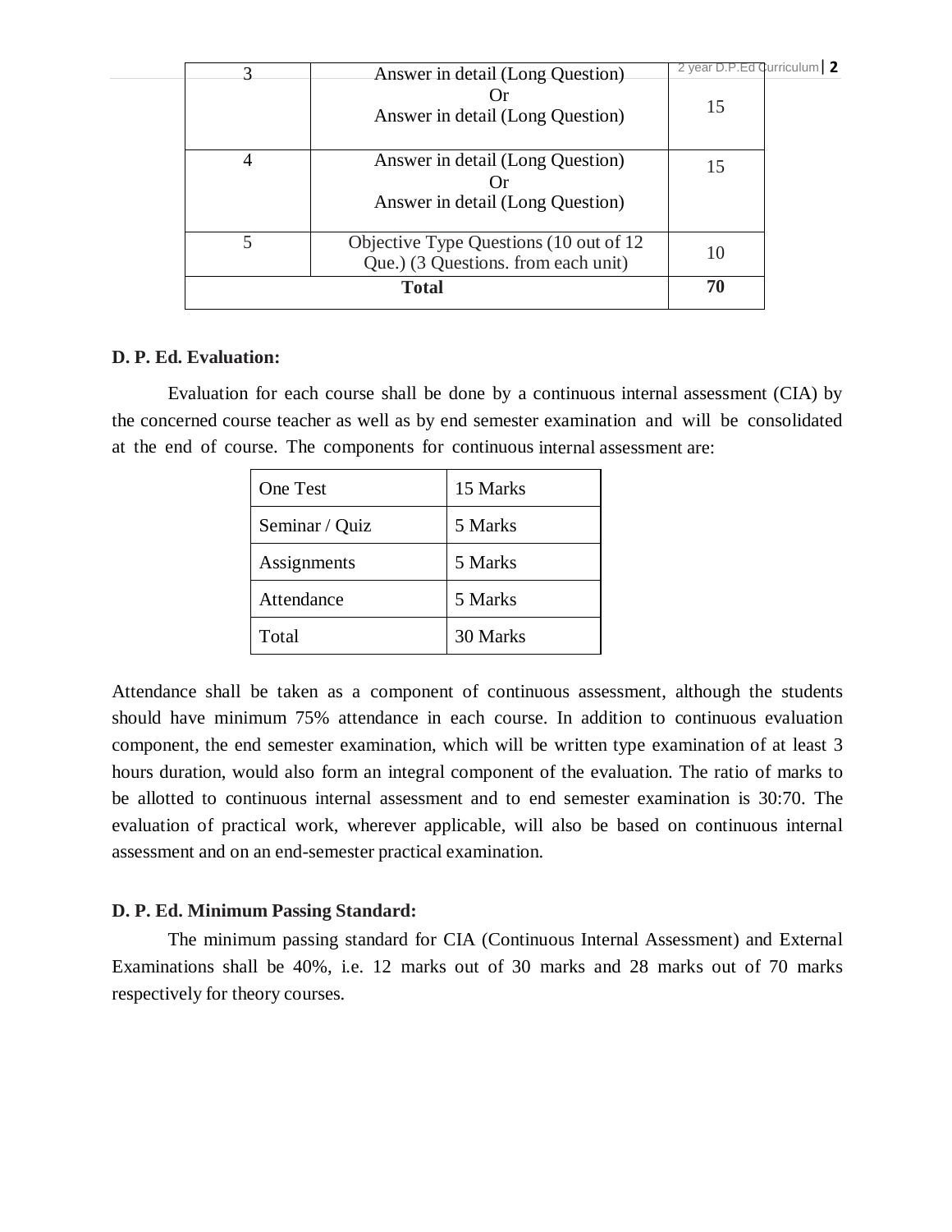| 3 | Answer in detail (Long Question)<br>Or<br>Answer in detail (Long Question) | 15 |
|---|---|---|
| 4 | Answer in detail (Long Question)<br>Or<br>Answer in detail (Long Question) | 15 |
| 5 | Objective Type Questions (10 out of 12 Que.) (3 Questions. from each unit) | 10 |
| **Total** | | **70** |

**D. P. Ed. Evaluation:**

Evaluation for each course shall be done by a continuous internal assessment (CIA) by the concerned course teacher as well as by end semester examination and will be consolidated at the end of course. The components for continuous internal assessment are:

| One Test | 15 Marks |
|---|---|
| Seminar / Quiz | 5 Marks |
| Assignments | 5 Marks |
| Attendance | 5 Marks |
| Total | 30 Marks |

Attendance shall be taken as a component of continuous assessment, although the students should have minimum 75% attendance in each course. In addition to continuous evaluation component, the end semester examination, which will be written type examination of at least 3 hours duration, would also form an integral component of the evaluation. The ratio of marks to be allotted to continuous internal assessment and to end semester examination is 30:70. The evaluation of practical work, wherever applicable, will also be based on continuous internal assessment and on an end-semester practical examination.

**D. P. Ed. Minimum Passing Standard:**

The minimum passing standard for CIA (Continuous Internal Assessment) and External Examinations shall be 40%, i.e. 12 marks out of 30 marks and 28 marks out of 70 marks respectively for theory courses.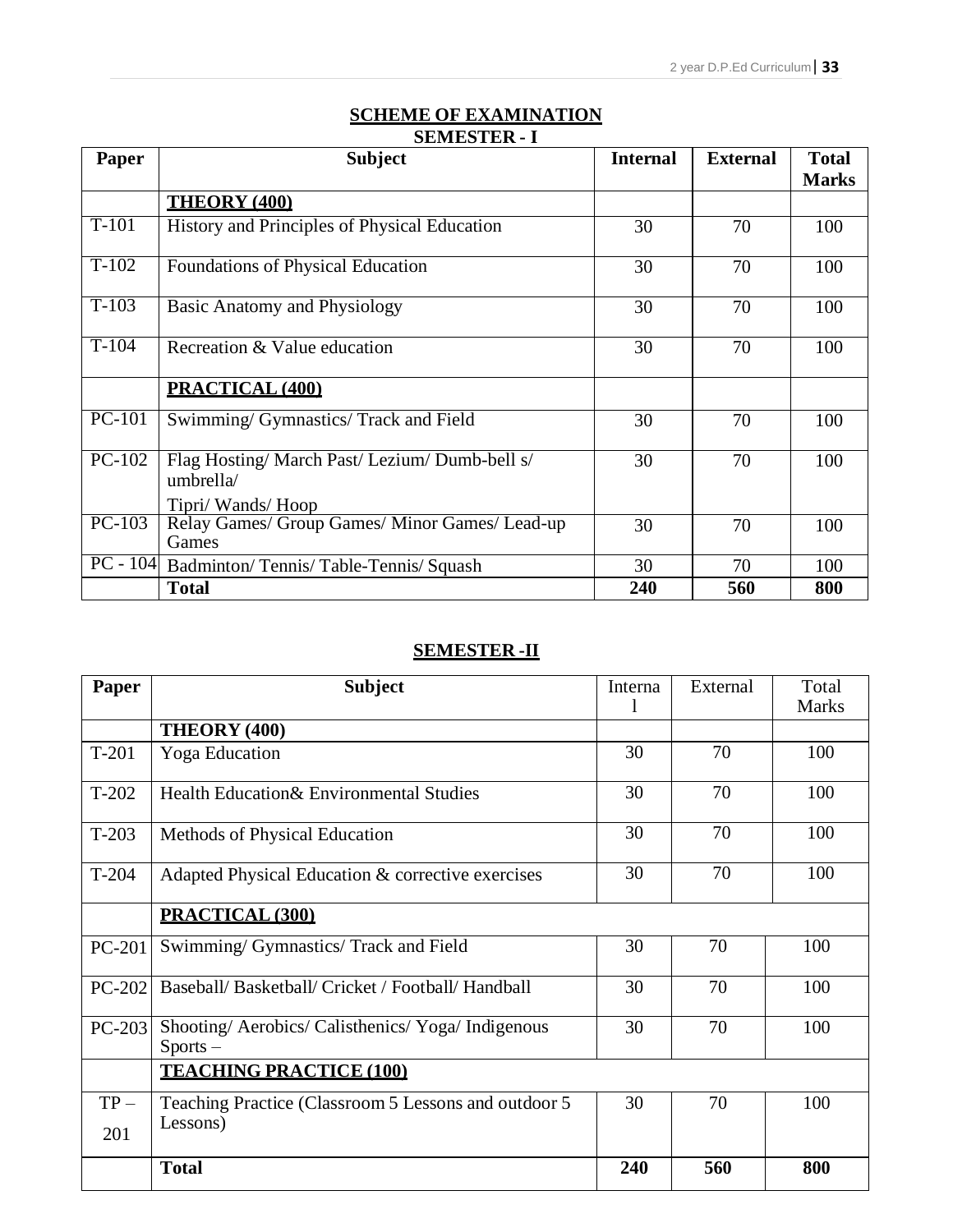## SCHEME OF EXAMINATION

### SEMESTER - I

| Paper | Subject | Internal | External | Total Marks |
|---|---|---|---|---|
| | **THEORY (400)** | | | |
| T-101 | History and Principles of Physical Education | 30 | 70 | 100 |
| T-102 | Foundations of Physical Education | 30 | 70 | 100 |
| T-103 | Basic Anatomy and Physiology | 30 | 70 | 100 |
| T-104 | Recreation & Value education | 30 | 70 | 100 |
| | **PRACTICAL (400)** | | | |
| PC-101 | Swimming/ Gymnastics/ Track and Field | 30 | 70 | 100 |
| PC-102 | Flag Hosting/ March Past/ Lezium/ Dumb-bell s/ umbrella/ Tipri/ Wands/ Hoop | 30 | 70 | 100 |
| PC-103 | Relay Games/ Group Games/ Minor Games/ Lead-up Games | 30 | 70 | 100 |
| PC - 104 | Badminton/ Tennis/ Table-Tennis/ Squash | 30 | 70 | 100 |
| | **Total** | **240** | **560** | **800** |

### SEMESTER -II

| Paper | Subject | Internal | External | Total Marks |
|---|---|---|---|---|
| | **THEORY (400)** | | | |
| T-201 | Yoga Education | 30 | 70 | 100 |
| T-202 | Health Education& Environmental Studies | 30 | 70 | 100 |
| T-203 | Methods of Physical Education | 30 | 70 | 100 |
| T-204 | Adapted Physical Education & corrective exercises | 30 | 70 | 100 |
| | **PRACTICAL (300)** | | | |
| PC-201 | Swimming/ Gymnastics/ Track and Field | 30 | 70 | 100 |
| PC-202 | Baseball/ Basketball/ Cricket / Football/ Handball | 30 | 70 | 100 |
| PC-203 | Shooting/ Aerobics/ Calisthenics/ Yoga/ Indigenous Sports – | 30 | 70 | 100 |
| | **TEACHING PRACTICE (100)** | | | |
| TP – 201 | Teaching Practice (Classroom 5 Lessons and outdoor 5 Lessons) | 30 | 70 | 100 |
| | **Total** | **240** | **560** | **800** |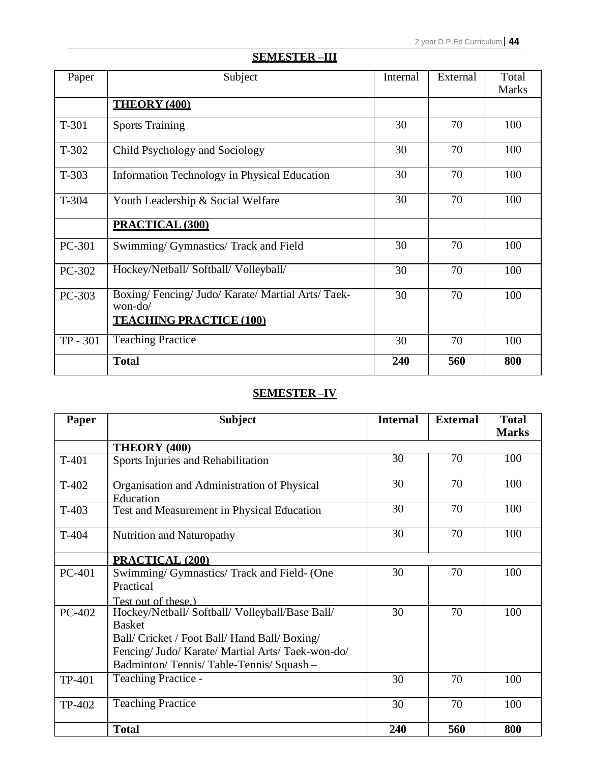## SEMESTER –III

| Paper | Subject | Internal | External | Total Marks |
|---|---|---|---|---|
| | **THEORY (400)** | | | |
| T-301 | Sports Training | 30 | 70 | 100 |
| T-302 | Child Psychology and Sociology | 30 | 70 | 100 |
| T-303 | Information Technology in Physical Education | 30 | 70 | 100 |
| T-304 | Youth Leadership & Social Welfare | 30 | 70 | 100 |
| | **PRACTICAL (300)** | | | |
| PC-301 | Swimming/ Gymnastics/ Track and Field | 30 | 70 | 100 |
| PC-302 | Hockey/Netball/ Softball/ Volleyball/ | 30 | 70 | 100 |
| PC-303 | Boxing/ Fencing/ Judo/ Karate/ Martial Arts/ Taek-won-do/ | 30 | 70 | 100 |
| | **TEACHING PRACTICE (100)** | | | |
| TP - 301 | Teaching Practice | 30 | 70 | 100 |
| | **Total** | **240** | **560** | **800** |

## SEMESTER –IV

| Paper | Subject | Internal | External | Total Marks |
|---|---|---|---|---|
| | **THEORY (400)** | | | |
| T-401 | Sports Injuries and Rehabilitation | 30 | 70 | 100 |
| T-402 | Organisation and Administration of Physical Education | 30 | 70 | 100 |
| T-403 | Test and Measurement in Physical Education | 30 | 70 | 100 |
| T-404 | Nutrition and Naturopathy | 30 | 70 | 100 |
| | **PRACTICAL (200)** | | | |
| PC-401 | Swimming/ Gymnastics/ Track and Field- (One Practical Test out of these.) | 30 | 70 | 100 |
| PC-402 | Hockey/Netball/ Softball/ Volleyball/Base Ball/ Basket Ball/ Cricket / Foot Ball/ Hand Ball/ Boxing/ Fencing/ Judo/ Karate/ Martial Arts/ Taek-won-do/ Badminton/ Tennis/ Table-Tennis/ Squash – | 30 | 70 | 100 |
| TP-401 | Teaching Practice - | 30 | 70 | 100 |
| TP-402 | Teaching Practice | 30 | 70 | 100 |
| | **Total** | **240** | **560** | **800** |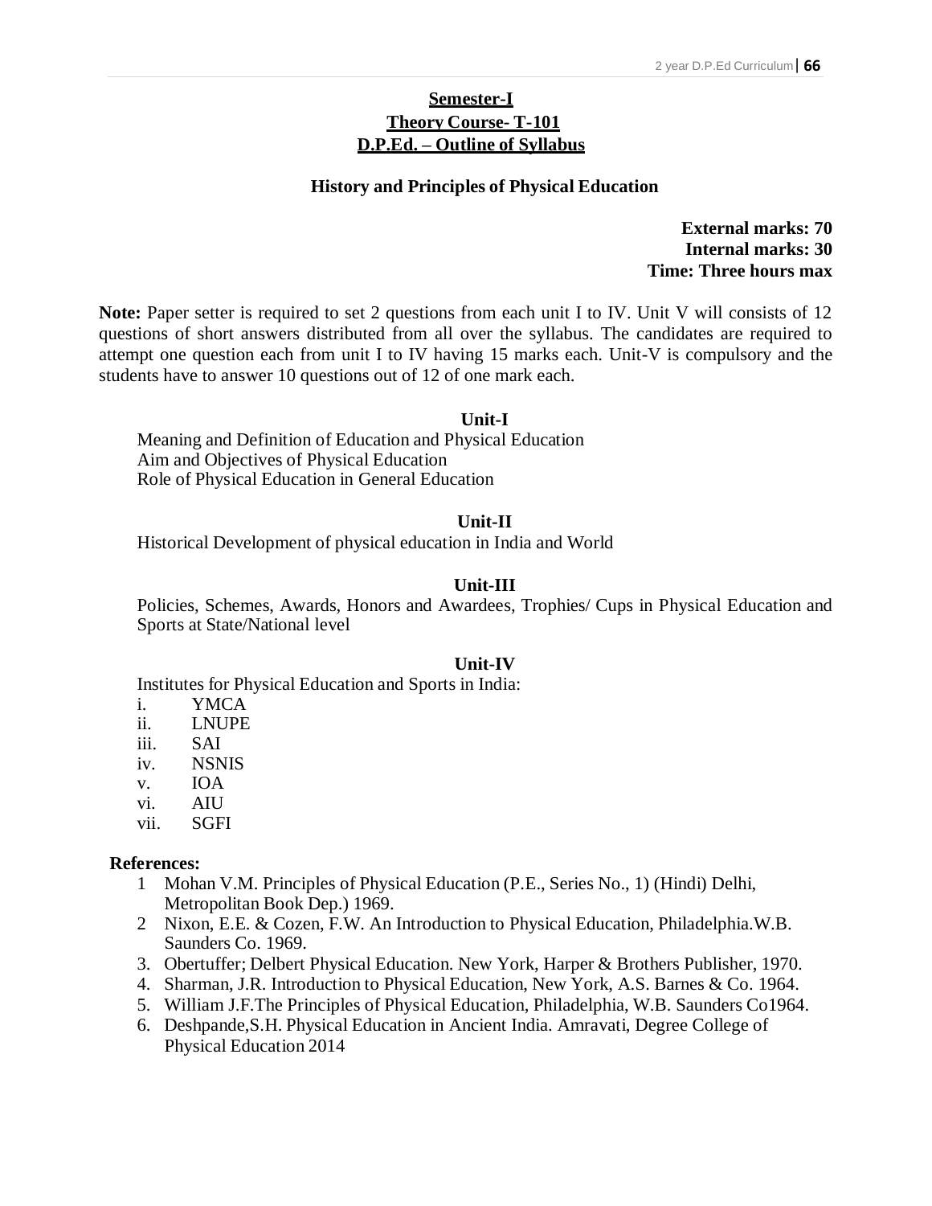## Semester-I

## Theory Course- T-101

## D.P.Ed. – Outline of Syllabus

### History and Principles of Physical Education

**External marks: 70**
**Internal marks: 30**
**Time: Three hours max**

**Note:** Paper setter is required to set 2 questions from each unit I to IV. Unit V will consists of 12 questions of short answers distributed from all over the syllabus. The candidates are required to attempt one question each from unit I to IV having 15 marks each. Unit-V is compulsory and the students have to answer 10 questions out of 12 of one mark each.

**Unit-I**

Meaning and Definition of Education and Physical Education
Aim and Objectives of Physical Education
Role of Physical Education in General Education

**Unit-II**

Historical Development of physical education in India and World

**Unit-III**

Policies, Schemes, Awards, Honors and Awardees, Trophies/ Cups in Physical Education and Sports at State/National level

**Unit-IV**

Institutes for Physical Education and Sports in India:

i. YMCA
ii. LNUPE
iii. SAI
iv. NSNIS
v. IOA
vi. AIU
vii. SGFI

**References:**

1. Mohan V.M. Principles of Physical Education (P.E., Series No., 1) (Hindi) Delhi, Metropolitan Book Dep.) 1969.
2. Nixon, E.E. & Cozen, F.W. An Introduction to Physical Education, Philadelphia.W.B. Saunders Co. 1969.
3. Obertuffer; Delbert Physical Education. New York, Harper & Brothers Publisher, 1970.
4. Sharman, J.R. Introduction to Physical Education, New York, A.S. Barnes & Co. 1964.
5. William J.F.The Principles of Physical Education, Philadelphia, W.B. Saunders Co1964.
6. Deshpande,S.H. Physical Education in Ancient India. Amravati, Degree College of Physical Education 2014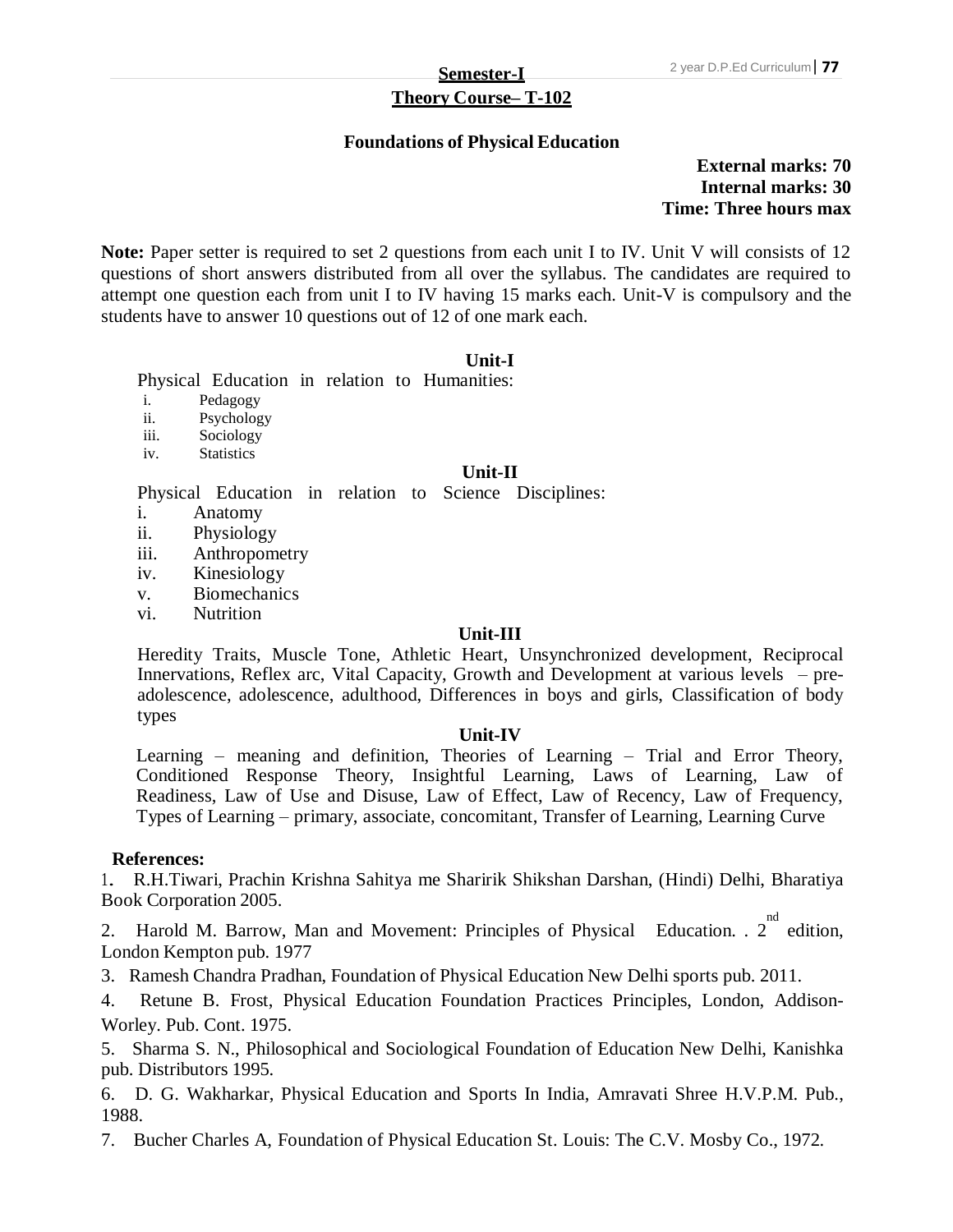## Semester-I

## Theory Course– T-102

### Foundations of Physical Education

**External marks: 70**
**Internal marks: 30**
**Time: Three hours max**

**Note:** Paper setter is required to set 2 questions from each unit I to IV. Unit V will consists of 12 questions of short answers distributed from all over the syllabus. The candidates are required to attempt one question each from unit I to IV having 15 marks each. Unit-V is compulsory and the students have to answer 10 questions out of 12 of one mark each.

#### Unit-I

Physical Education in relation to Humanities:

i. Pedagogy
ii. Psychology
iii. Sociology
iv. Statistics

#### Unit-II

Physical Education in relation to Science Disciplines:

i. Anatomy
ii. Physiology
iii. Anthropometry
iv. Kinesiology
v. Biomechanics
vi. Nutrition

#### Unit-III

Heredity Traits, Muscle Tone, Athletic Heart, Unsynchronized development, Reciprocal Innervations, Reflex arc, Vital Capacity, Growth and Development at various levels – pre-adolescence, adolescence, adulthood, Differences in boys and girls, Classification of body types

#### Unit-IV

Learning – meaning and definition, Theories of Learning – Trial and Error Theory, Conditioned Response Theory, Insightful Learning, Laws of Learning, Law of Readiness, Law of Use and Disuse, Law of Effect, Law of Recency, Law of Frequency, Types of Learning – primary, associate, concomitant, Transfer of Learning, Learning Curve

**References:**

1. R.H.Tiwari, Prachin Krishna Sahitya me Sharirik Shikshan Darshan, (Hindi) Delhi, Bharatiya Book Corporation 2005.
2. Harold M. Barrow, Man and Movement: Principles of Physical Education. . 2nd edition, London Kempton pub. 1977
3. Ramesh Chandra Pradhan, Foundation of Physical Education New Delhi sports pub. 2011.
4. Retune B. Frost, Physical Education Foundation Practices Principles, London, Addison-Worley. Pub. Cont. 1975.
5. Sharma S. N., Philosophical and Sociological Foundation of Education New Delhi, Kanishka pub. Distributors 1995.
6. D. G. Wakharkar, Physical Education and Sports In India, Amravati Shree H.V.P.M. Pub., 1988.
7. Bucher Charles A, Foundation of Physical Education St. Louis: The C.V. Mosby Co., 1972.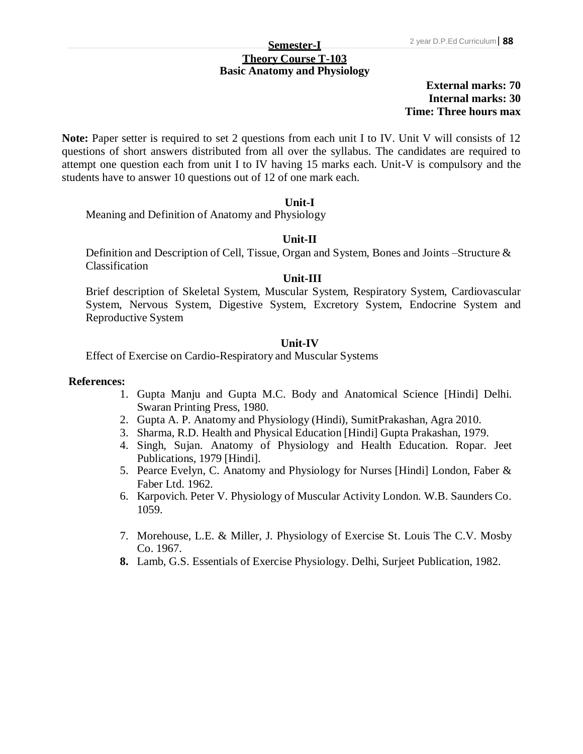## Semester-I

## Theory Course T-103

## Basic Anatomy and Physiology

**External marks: 70**
**Internal marks: 30**
**Time: Three hours max**

**Note:** Paper setter is required to set 2 questions from each unit I to IV. Unit V will consists of 12 questions of short answers distributed from all over the syllabus. The candidates are required to attempt one question each from unit I to IV having 15 marks each. Unit-V is compulsory and the students have to answer 10 questions out of 12 of one mark each.

### Unit-I

Meaning and Definition of Anatomy and Physiology

### Unit-II

Definition and Description of Cell, Tissue, Organ and System, Bones and Joints –Structure & Classification

### Unit-III

Brief description of Skeletal System, Muscular System, Respiratory System, Cardiovascular System, Nervous System, Digestive System, Excretory System, Endocrine System and Reproductive System

### Unit-IV

Effect of Exercise on Cardio-Respiratory and Muscular Systems

**References:**

1. Gupta Manju and Gupta M.C. Body and Anatomical Science [Hindi] Delhi. Swaran Printing Press, 1980.
2. Gupta A. P. Anatomy and Physiology (Hindi), SumitPrakashan, Agra 2010.
3. Sharma, R.D. Health and Physical Education [Hindi] Gupta Prakashan, 1979.
4. Singh, Sujan. Anatomy of Physiology and Health Education. Ropar. Jeet Publications, 1979 [Hindi].
5. Pearce Evelyn, C. Anatomy and Physiology for Nurses [Hindi] London, Faber & Faber Ltd. 1962.
6. Karpovich. Peter V. Physiology of Muscular Activity London. W.B. Saunders Co. 1059.
7. Morehouse, L.E. & Miller, J. Physiology of Exercise St. Louis The C.V. Mosby Co. 1967.
8. Lamb, G.S. Essentials of Exercise Physiology. Delhi, Surjeet Publication, 1982.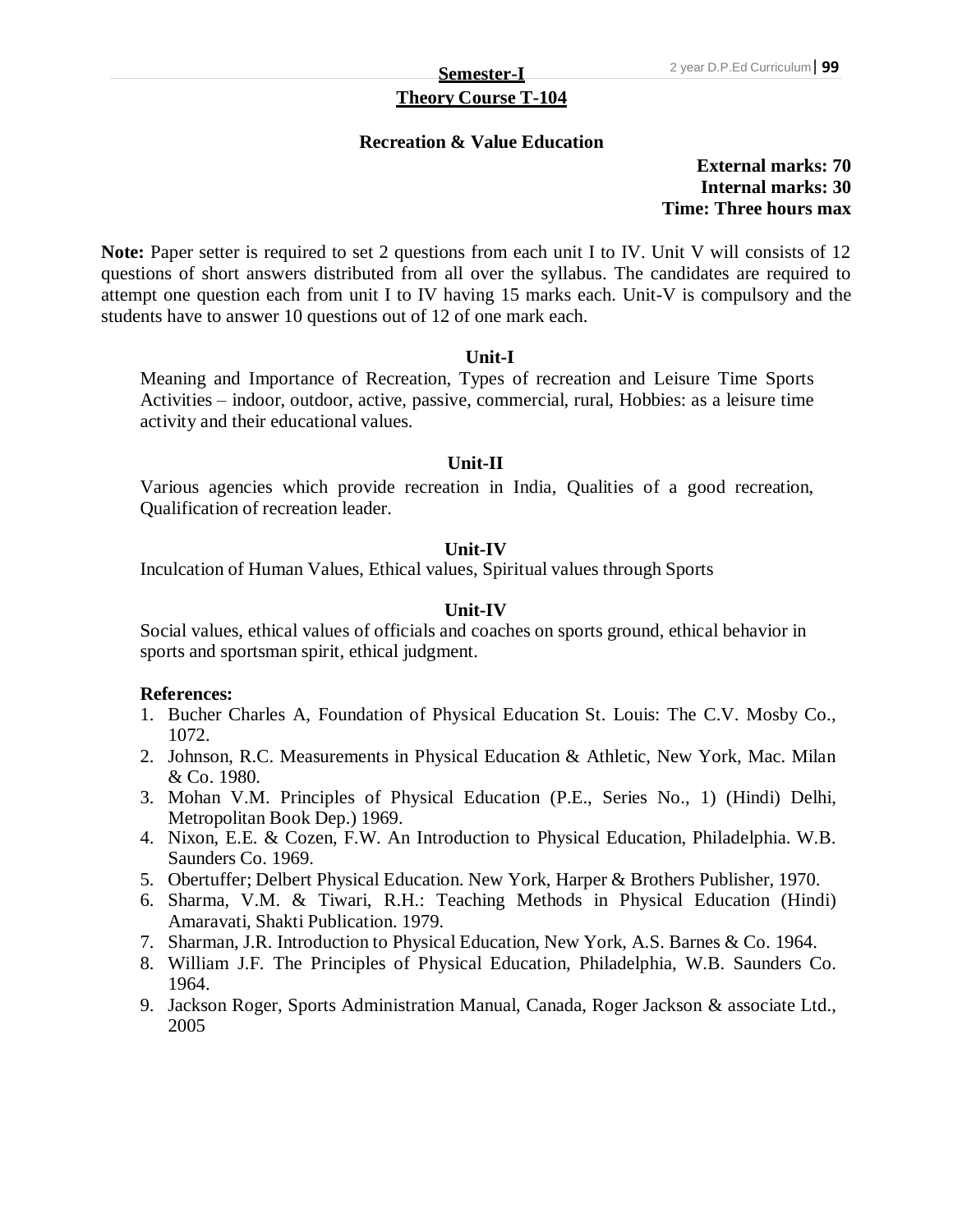**Semester-I**

**Theory Course T-104**

## Recreation & Value Education

**External marks: 70**
**Internal marks: 30**
**Time: Three hours max**

**Note:** Paper setter is required to set 2 questions from each unit I to IV. Unit V will consists of 12 questions of short answers distributed from all over the syllabus. The candidates are required to attempt one question each from unit I to IV having 15 marks each. Unit-V is compulsory and the students have to answer 10 questions out of 12 of one mark each.

### Unit-I

Meaning and Importance of Recreation, Types of recreation and Leisure Time Sports Activities – indoor, outdoor, active, passive, commercial, rural, Hobbies: as a leisure time activity and their educational values.

### Unit-II

Various agencies which provide recreation in India, Qualities of a good recreation, Qualification of recreation leader.

### Unit-IV

Inculcation of Human Values, Ethical values, Spiritual values through Sports

### Unit-IV

Social values, ethical values of officials and coaches on sports ground, ethical behavior in sports and sportsman spirit, ethical judgment.

**References:**

1. Bucher Charles A, Foundation of Physical Education St. Louis: The C.V. Mosby Co., 1072.
2. Johnson, R.C. Measurements in Physical Education & Athletic, New York, Mac. Milan & Co. 1980.
3. Mohan V.M. Principles of Physical Education (P.E., Series No., 1) (Hindi) Delhi, Metropolitan Book Dep.) 1969.
4. Nixon, E.E. & Cozen, F.W. An Introduction to Physical Education, Philadelphia. W.B. Saunders Co. 1969.
5. Obertuffer; Delbert Physical Education. New York, Harper & Brothers Publisher, 1970.
6. Sharma, V.M. & Tiwari, R.H.: Teaching Methods in Physical Education (Hindi) Amaravati, Shakti Publication. 1979.
7. Sharman, J.R. Introduction to Physical Education, New York, A.S. Barnes & Co. 1964.
8. William J.F. The Principles of Physical Education, Philadelphia, W.B. Saunders Co. 1964.
9. Jackson Roger, Sports Administration Manual, Canada, Roger Jackson & associate Ltd., 2005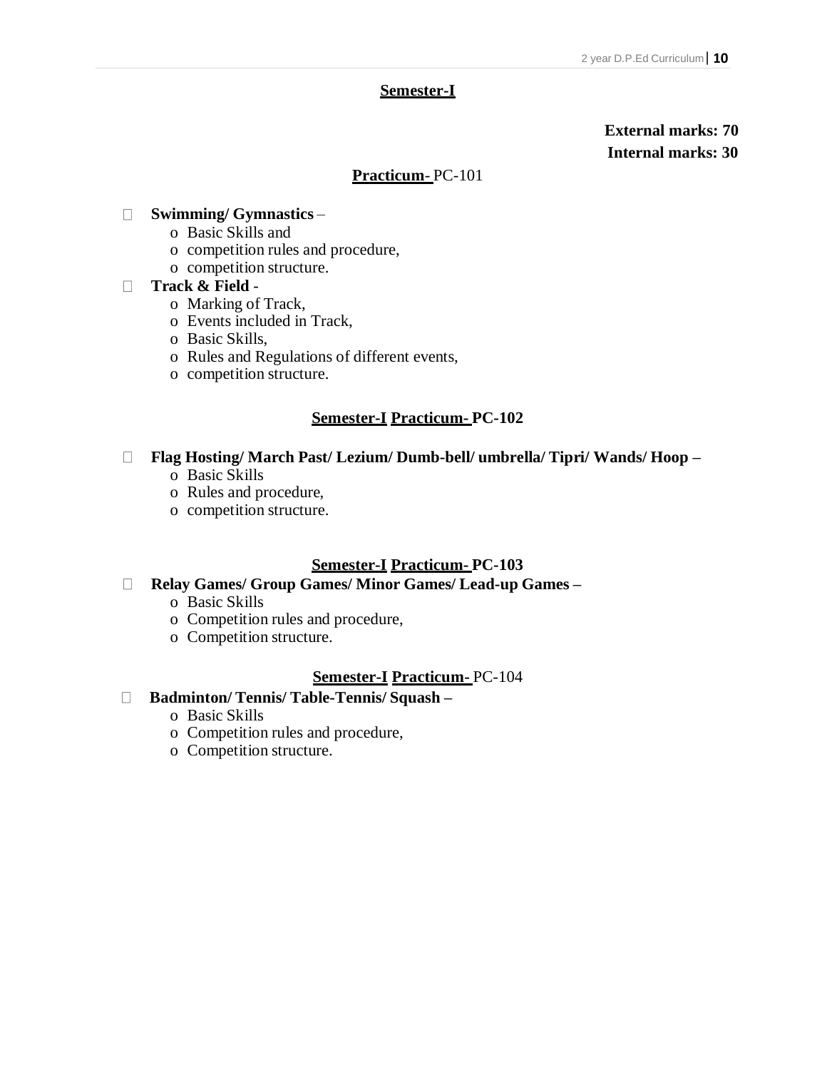## Semester-I

**External marks: 70**

**Internal marks: 30**

### Practicum- PC-101

- **Swimming/ Gymnastics** –
  - Basic Skills and
  - competition rules and procedure,
  - competition structure.
- **Track & Field** -
  - Marking of Track,
  - Events included in Track,
  - Basic Skills,
  - Rules and Regulations of different events,
  - competition structure.

### Semester-I Practicum- PC-102

- **Flag Hosting/ March Past/ Lezium/ Dumb-bell/ umbrella/ Tipri/ Wands/ Hoop –**
  - Basic Skills
  - Rules and procedure,
  - competition structure.

### Semester-I Practicum- PC-103

- **Relay Games/ Group Games/ Minor Games/ Lead-up Games –**
  - Basic Skills
  - Competition rules and procedure,
  - Competition structure.

### Semester-I Practicum- PC-104

- **Badminton/ Tennis/ Table-Tennis/ Squash –**
  - Basic Skills
  - Competition rules and procedure,
  - Competition structure.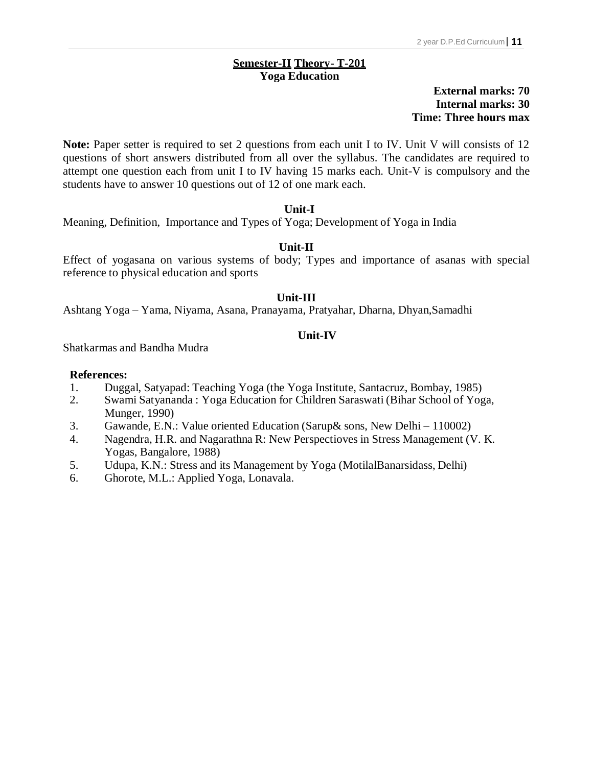## Semester-II Theory- T-201
## Yoga Education

**External marks: 70**
**Internal marks: 30**
**Time: Three hours max**

**Note:** Paper setter is required to set 2 questions from each unit I to IV. Unit V will consists of 12 questions of short answers distributed from all over the syllabus. The candidates are required to attempt one question each from unit I to IV having 15 marks each. Unit-V is compulsory and the students have to answer 10 questions out of 12 of one mark each.

### Unit-I

Meaning, Definition, Importance and Types of Yoga; Development of Yoga in India

### Unit-II

Effect of yogasana on various systems of body; Types and importance of asanas with special reference to physical education and sports

### Unit-III

Ashtang Yoga – Yama, Niyama, Asana, Pranayama, Pratyahar, Dharna, Dhyan,Samadhi

### Unit-IV

Shatkarmas and Bandha Mudra

**References:**

1. Duggal, Satyapad: Teaching Yoga (the Yoga Institute, Santacruz, Bombay, 1985)
2. Swami Satyananda : Yoga Education for Children Saraswati (Bihar School of Yoga, Munger, 1990)
3. Gawande, E.N.: Value oriented Education (Sarup& sons, New Delhi – 110002)
4. Nagendra, H.R. and Nagarathna R: New Perspectioves in Stress Management (V. K. Yogas, Bangalore, 1988)
5. Udupa, K.N.: Stress and its Management by Yoga (MotilalBanarsidass, Delhi)
6. Ghorote, M.L.: Applied Yoga, Lonavala.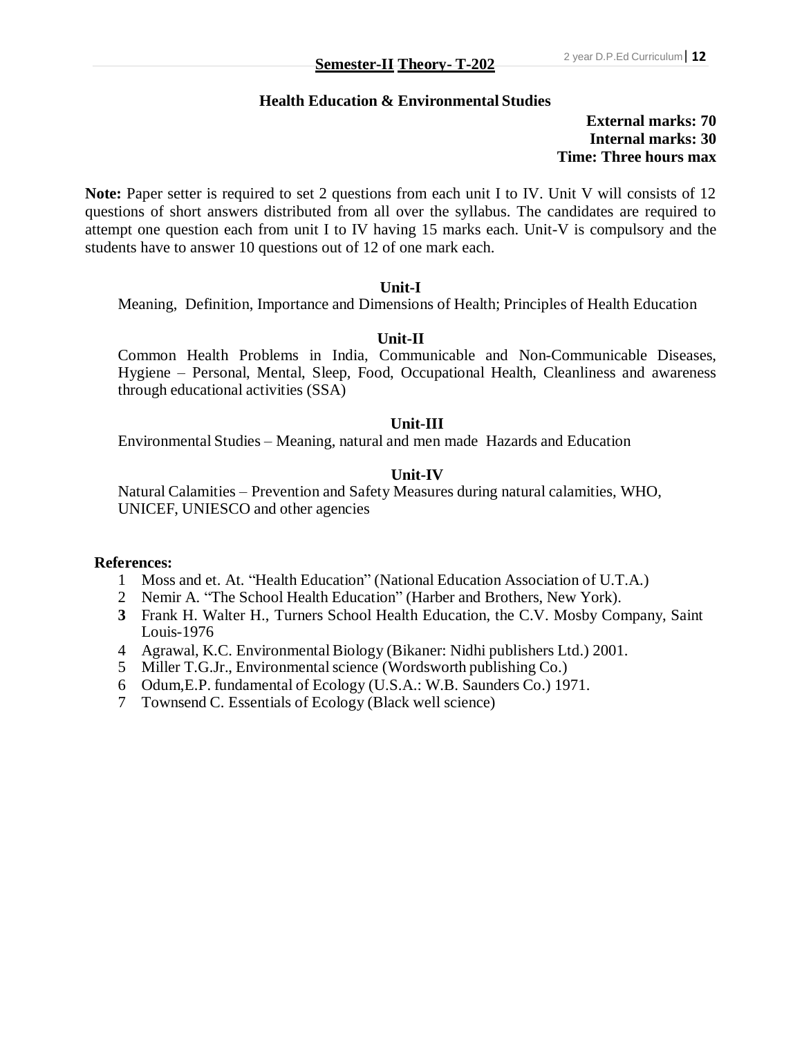## Semester-II Theory- T-202

### Health Education & Environmental Studies

**External marks: 70**
**Internal marks: 30**
**Time: Three hours max**

**Note:** Paper setter is required to set 2 questions from each unit I to IV. Unit V will consists of 12 questions of short answers distributed from all over the syllabus. The candidates are required to attempt one question each from unit I to IV having 15 marks each. Unit-V is compulsory and the students have to answer 10 questions out of 12 of one mark each.

**Unit-I**

Meaning, Definition, Importance and Dimensions of Health; Principles of Health Education

**Unit-II**

Common Health Problems in India, Communicable and Non-Communicable Diseases, Hygiene – Personal, Mental, Sleep, Food, Occupational Health, Cleanliness and awareness through educational activities (SSA)

**Unit-III**

Environmental Studies – Meaning, natural and men made Hazards and Education

**Unit-IV**

Natural Calamities – Prevention and Safety Measures during natural calamities, WHO, UNICEF, UNIESCO and other agencies

**References:**

1. Moss and et. At. "Health Education" (National Education Association of U.T.A.)
2. Nemir A. "The School Health Education" (Harber and Brothers, New York).
3. Frank H. Walter H., Turners School Health Education, the C.V. Mosby Company, Saint Louis-1976
4. Agrawal, K.C. Environmental Biology (Bikaner: Nidhi publishers Ltd.) 2001.
5. Miller T.G.Jr., Environmental science (Wordsworth publishing Co.)
6. Odum,E.P. fundamental of Ecology (U.S.A.: W.B. Saunders Co.) 1971.
7. Townsend C. Essentials of Ecology (Black well science)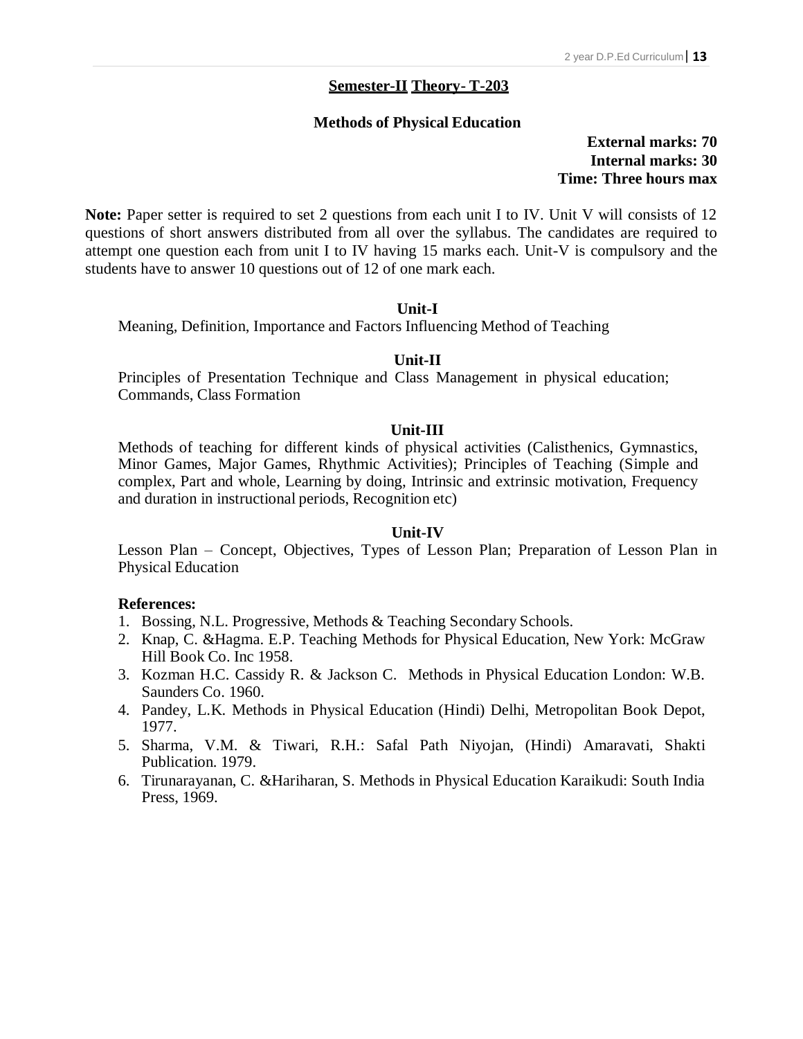## Semester-II Theory- T-203

### Methods of Physical Education

**External marks: 70**
**Internal marks: 30**
**Time: Three hours max**

**Note:** Paper setter is required to set 2 questions from each unit I to IV. Unit V will consists of 12 questions of short answers distributed from all over the syllabus. The candidates are required to attempt one question each from unit I to IV having 15 marks each. Unit-V is compulsory and the students have to answer 10 questions out of 12 of one mark each.

**Unit-I**

Meaning, Definition, Importance and Factors Influencing Method of Teaching

**Unit-II**

Principles of Presentation Technique and Class Management in physical education; Commands, Class Formation

**Unit-III**

Methods of teaching for different kinds of physical activities (Calisthenics, Gymnastics, Minor Games, Major Games, Rhythmic Activities); Principles of Teaching (Simple and complex, Part and whole, Learning by doing, Intrinsic and extrinsic motivation, Frequency and duration in instructional periods, Recognition etc)

**Unit-IV**

Lesson Plan – Concept, Objectives, Types of Lesson Plan; Preparation of Lesson Plan in Physical Education

**References:**

1. Bossing, N.L. Progressive, Methods & Teaching Secondary Schools.
2. Knap, C. &Hagma. E.P. Teaching Methods for Physical Education, New York: McGraw Hill Book Co. Inc 1958.
3. Kozman H.C. Cassidy R. & Jackson C. Methods in Physical Education London: W.B. Saunders Co. 1960.
4. Pandey, L.K. Methods in Physical Education (Hindi) Delhi, Metropolitan Book Depot, 1977.
5. Sharma, V.M. & Tiwari, R.H.: Safal Path Niyojan, (Hindi) Amaravati, Shakti Publication. 1979.
6. Tirunarayanan, C. &Hariharan, S. Methods in Physical Education Karaikudi: South India Press, 1969.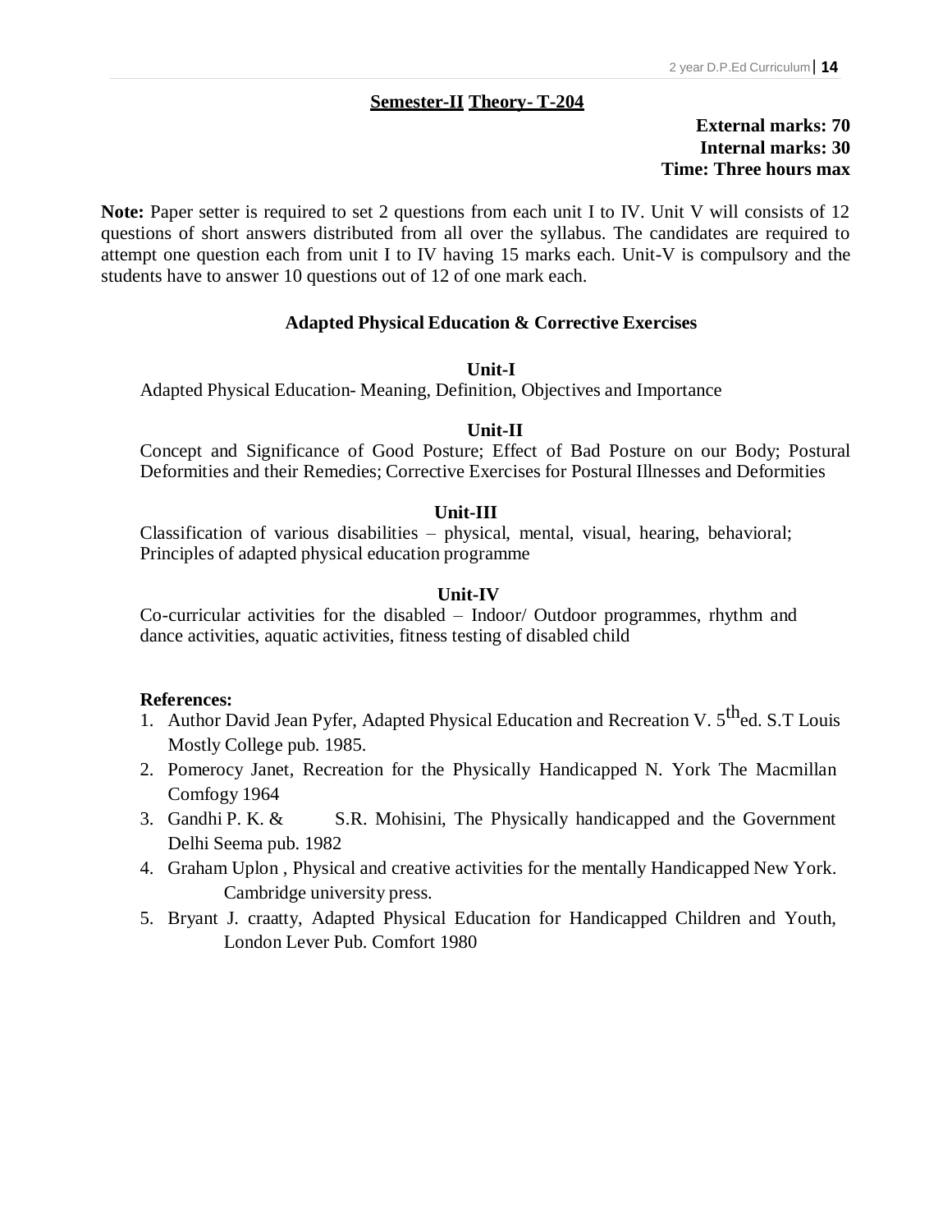**Semester-II Theory- T-204**

**External marks: 70**
**Internal marks: 30**
**Time: Three hours max**

**Note:** Paper setter is required to set 2 questions from each unit I to IV. Unit V will consists of 12 questions of short answers distributed from all over the syllabus. The candidates are required to attempt one question each from unit I to IV having 15 marks each. Unit-V is compulsory and the students have to answer 10 questions out of 12 of one mark each.

## Adapted Physical Education & Corrective Exercises

### Unit-I

Adapted Physical Education- Meaning, Definition, Objectives and Importance

### Unit-II

Concept and Significance of Good Posture; Effect of Bad Posture on our Body; Postural Deformities and their Remedies; Corrective Exercises for Postural Illnesses and Deformities

### Unit-III

Classification of various disabilities – physical, mental, visual, hearing, behavioral; Principles of adapted physical education programme

### Unit-IV

Co-curricular activities for the disabled – Indoor/ Outdoor programmes, rhythm and dance activities, aquatic activities, fitness testing of disabled child

**References:**

1. Author David Jean Pyfer, Adapted Physical Education and Recreation V. 5th ed. S.T Louis Mostly College pub. 1985.
2. Pomerocy Janet, Recreation for the Physically Handicapped N. York The Macmillan Comfogy 1964
3. Gandhi P. K. & S.R. Mohisini, The Physically handicapped and the Government Delhi Seema pub. 1982
4. Graham Uplon , Physical and creative activities for the mentally Handicapped New York. Cambridge university press.
5. Bryant J. craatty, Adapted Physical Education for Handicapped Children and Youth, London Lever Pub. Comfort 1980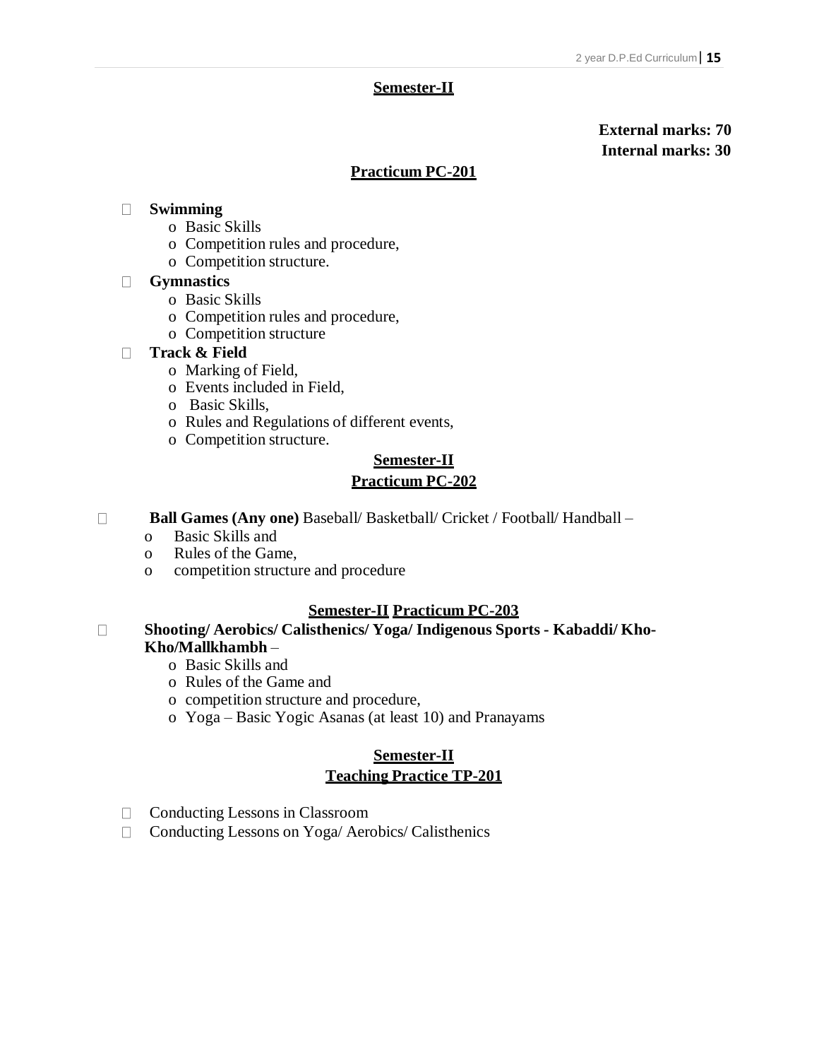## Semester-II

**External marks: 70**
**Internal marks: 30**

### Practicum PC-201

- **Swimming**
    - Basic Skills
    - Competition rules and procedure,
    - Competition structure.
- **Gymnastics**
    - Basic Skills
    - Competition rules and procedure,
    - Competition structure
- **Track & Field**
    - Marking of Field,
    - Events included in Field,
    - Basic Skills,
    - Rules and Regulations of different events,
    - Competition structure.

## Semester-II

### Practicum PC-202

- **Ball Games (Any one)** Baseball/ Basketball/ Cricket / Football/ Handball –
    - Basic Skills and
    - Rules of the Game,
    - competition structure and procedure

### Semester-II Practicum PC-203

- **Shooting/ Aerobics/ Calisthenics/ Yoga/ Indigenous Sports - Kabaddi/ Kho-Kho/Mallkhambh** –
    - Basic Skills and
    - Rules of the Game and
    - competition structure and procedure,
    - Yoga – Basic Yogic Asanas (at least 10) and Pranayams

## Semester-II

### Teaching Practice TP-201

- Conducting Lessons in Classroom
- Conducting Lessons on Yoga/ Aerobics/ Calisthenics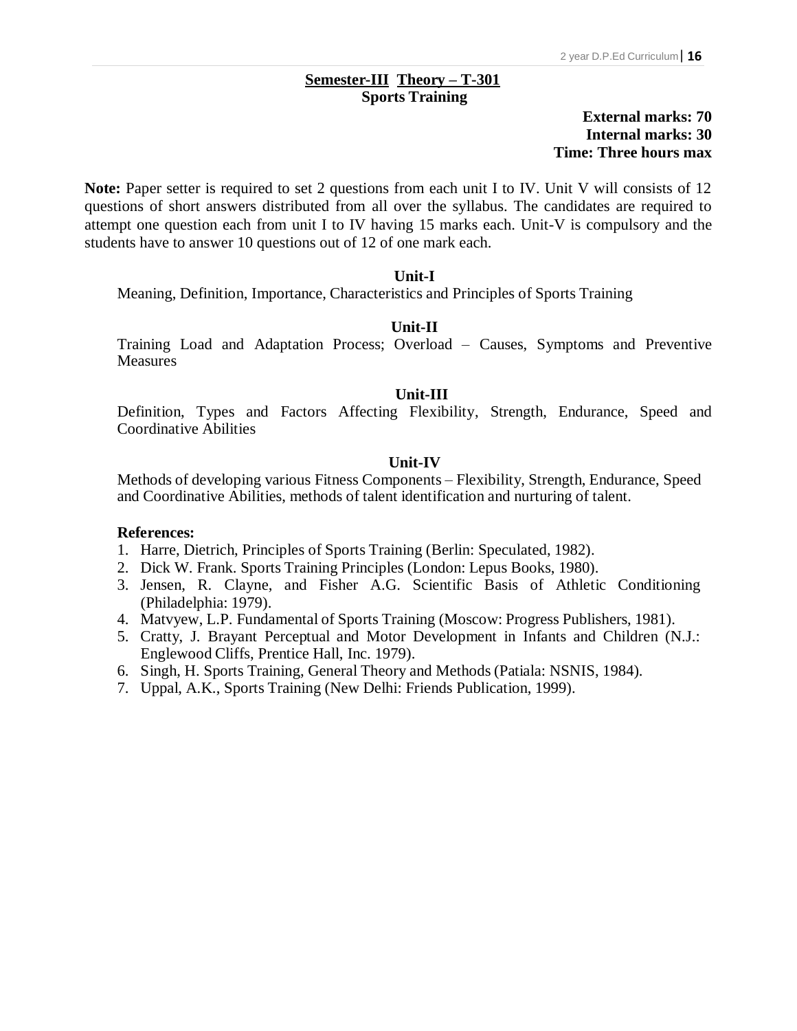## Semester-III Theory – T-301
### Sports Training

**External marks: 70**
**Internal marks: 30**
**Time: Three hours max**

**Note:** Paper setter is required to set 2 questions from each unit I to IV. Unit V will consists of 12 questions of short answers distributed from all over the syllabus. The candidates are required to attempt one question each from unit I to IV having 15 marks each. Unit-V is compulsory and the students have to answer 10 questions out of 12 of one mark each.

**Unit-I**

Meaning, Definition, Importance, Characteristics and Principles of Sports Training

**Unit-II**

Training Load and Adaptation Process; Overload – Causes, Symptoms and Preventive Measures

**Unit-III**

Definition, Types and Factors Affecting Flexibility, Strength, Endurance, Speed and Coordinative Abilities

**Unit-IV**

Methods of developing various Fitness Components – Flexibility, Strength, Endurance, Speed and Coordinative Abilities, methods of talent identification and nurturing of talent.

**References:**

1. Harre, Dietrich, Principles of Sports Training (Berlin: Speculated, 1982).
2. Dick W. Frank. Sports Training Principles (London: Lepus Books, 1980).
3. Jensen, R. Clayne, and Fisher A.G. Scientific Basis of Athletic Conditioning (Philadelphia: 1979).
4. Matvyew, L.P. Fundamental of Sports Training (Moscow: Progress Publishers, 1981).
5. Cratty, J. Brayant Perceptual and Motor Development in Infants and Children (N.J.: Englewood Cliffs, Prentice Hall, Inc. 1979).
6. Singh, H. Sports Training, General Theory and Methods (Patiala: NSNIS, 1984).
7. Uppal, A.K., Sports Training (New Delhi: Friends Publication, 1999).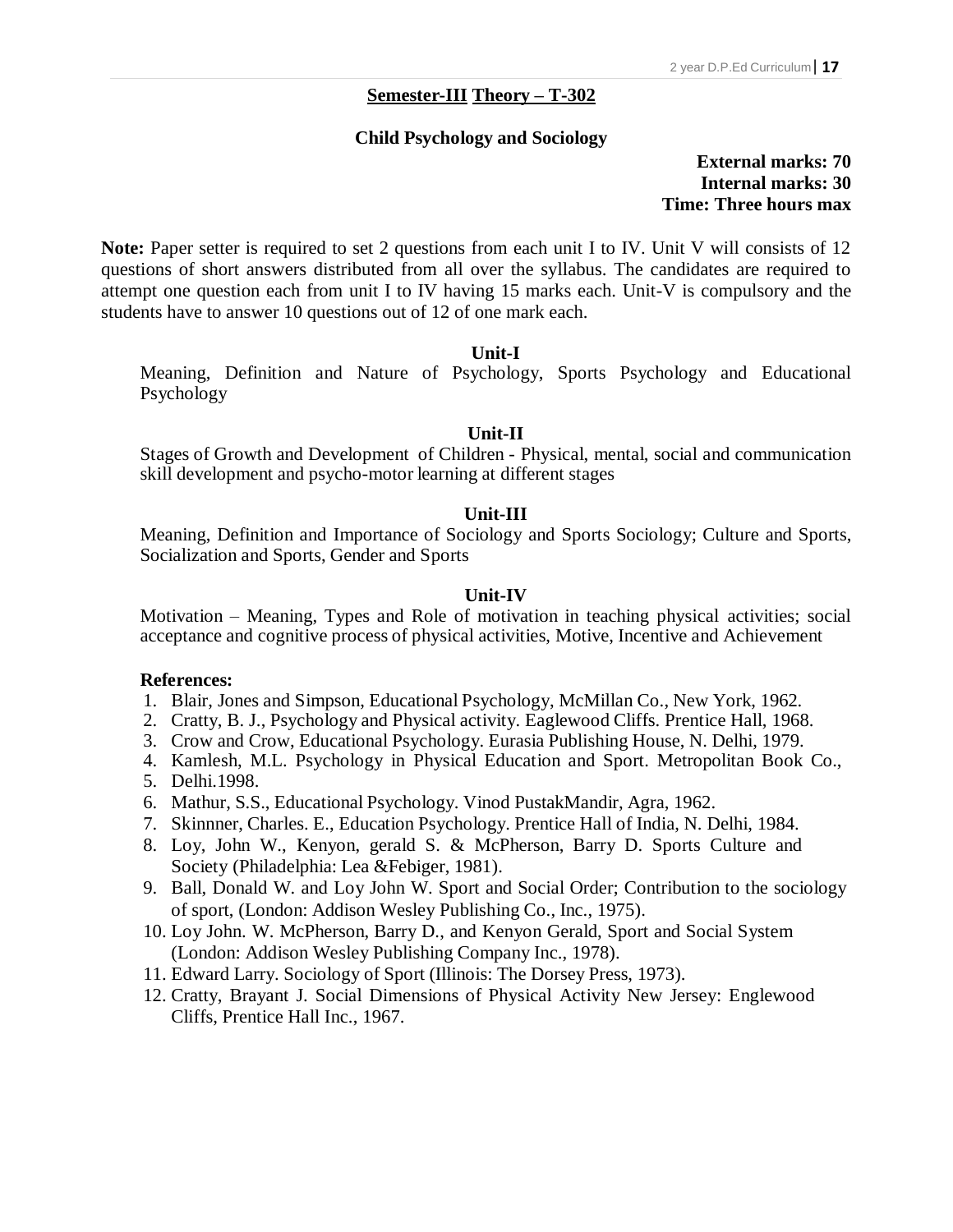## Semester-III Theory – T-302

### Child Psychology and Sociology

**External marks: 70**
**Internal marks: 30**
**Time: Three hours max**

**Note:** Paper setter is required to set 2 questions from each unit I to IV. Unit V will consists of 12 questions of short answers distributed from all over the syllabus. The candidates are required to attempt one question each from unit I to IV having 15 marks each. Unit-V is compulsory and the students have to answer 10 questions out of 12 of one mark each.

**Unit-I**

Meaning, Definition and Nature of Psychology, Sports Psychology and Educational Psychology

**Unit-II**

Stages of Growth and Development of Children - Physical, mental, social and communication skill development and psycho-motor learning at different stages

**Unit-III**

Meaning, Definition and Importance of Sociology and Sports Sociology; Culture and Sports, Socialization and Sports, Gender and Sports

**Unit-IV**

Motivation – Meaning, Types and Role of motivation in teaching physical activities; social acceptance and cognitive process of physical activities, Motive, Incentive and Achievement

**References:**

1. Blair, Jones and Simpson, Educational Psychology, McMillan Co., New York, 1962.
2. Cratty, B. J., Psychology and Physical activity. Eaglewood Cliffs. Prentice Hall, 1968.
3. Crow and Crow, Educational Psychology. Eurasia Publishing House, N. Delhi, 1979.
4. Kamlesh, M.L. Psychology in Physical Education and Sport. Metropolitan Book Co.,
5. Delhi.1998.
6. Mathur, S.S., Educational Psychology. Vinod PustakMandir, Agra, 1962.
7. Skinnner, Charles. E., Education Psychology. Prentice Hall of India, N. Delhi, 1984.
8. Loy, John W., Kenyon, gerald S. & McPherson, Barry D. Sports Culture and Society (Philadelphia: Lea &Febiger, 1981).
9. Ball, Donald W. and Loy John W. Sport and Social Order; Contribution to the sociology of sport, (London: Addison Wesley Publishing Co., Inc., 1975).
10. Loy John. W. McPherson, Barry D., and Kenyon Gerald, Sport and Social System (London: Addison Wesley Publishing Company Inc., 1978).
11. Edward Larry. Sociology of Sport (Illinois: The Dorsey Press, 1973).
12. Cratty, Brayant J. Social Dimensions of Physical Activity New Jersey: Englewood Cliffs, Prentice Hall Inc., 1967.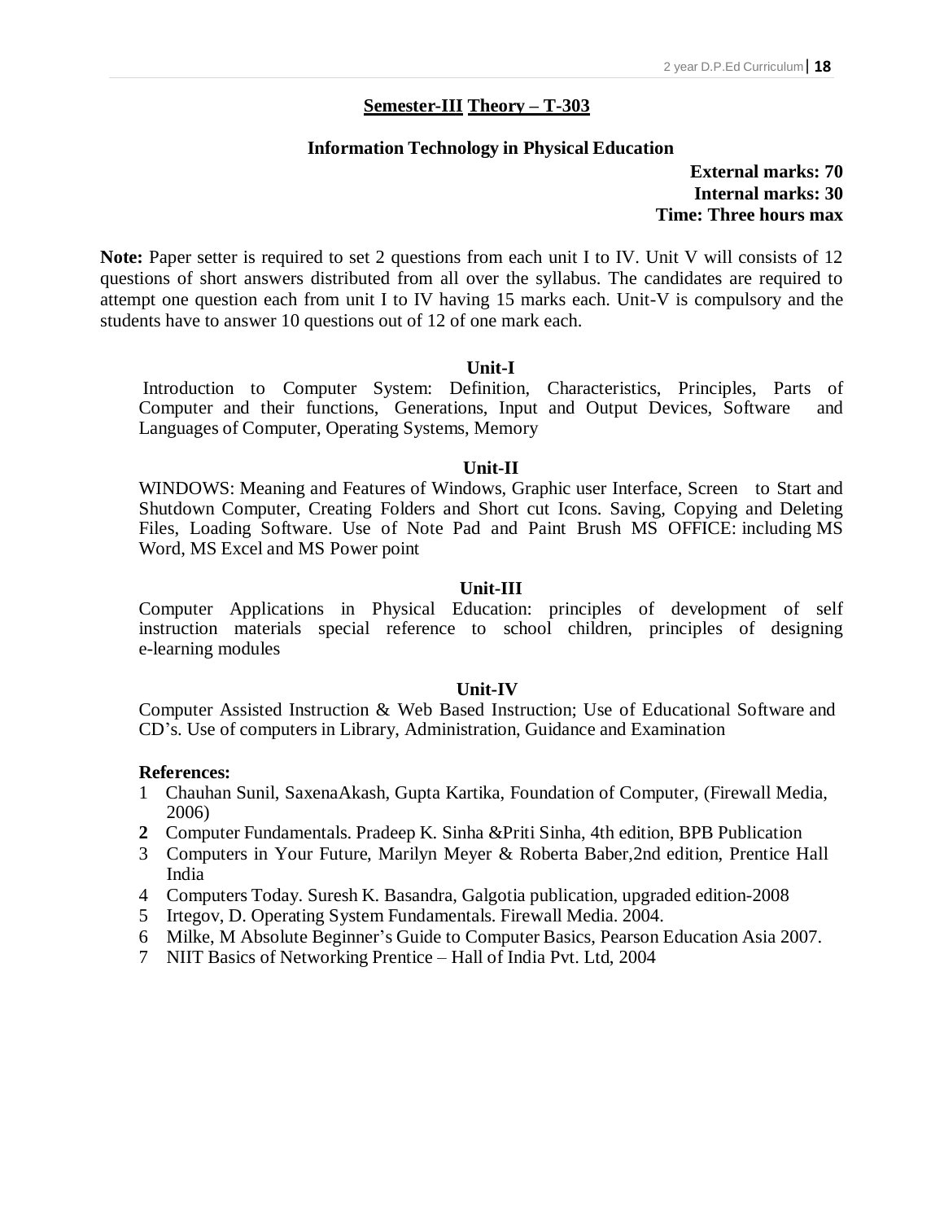## Semester-III Theory – T-303

### Information Technology in Physical Education

**External marks: 70**
**Internal marks: 30**
**Time: Three hours max**

**Note:** Paper setter is required to set 2 questions from each unit I to IV. Unit V will consists of 12 questions of short answers distributed from all over the syllabus. The candidates are required to attempt one question each from unit I to IV having 15 marks each. Unit-V is compulsory and the students have to answer 10 questions out of 12 of one mark each.

#### Unit-I

Introduction to Computer System: Definition, Characteristics, Principles, Parts of Computer and their functions, Generations, Input and Output Devices, Software and Languages of Computer, Operating Systems, Memory

#### Unit-II

WINDOWS: Meaning and Features of Windows, Graphic user Interface, Screen to Start and Shutdown Computer, Creating Folders and Short cut Icons. Saving, Copying and Deleting Files, Loading Software. Use of Note Pad and Paint Brush MS OFFICE: including MS Word, MS Excel and MS Power point

#### Unit-III

Computer Applications in Physical Education: principles of development of self instruction materials special reference to school children, principles of designing e-learning modules

#### Unit-IV

Computer Assisted Instruction & Web Based Instruction; Use of Educational Software and CD's. Use of computers in Library, Administration, Guidance and Examination

**References:**

1. Chauhan Sunil, SaxenaAkash, Gupta Kartika, Foundation of Computer, (Firewall Media, 2006)
2. Computer Fundamentals. Pradeep K. Sinha &Priti Sinha, 4th edition, BPB Publication
3. Computers in Your Future, Marilyn Meyer & Roberta Baber,2nd edition, Prentice Hall India
4. Computers Today. Suresh K. Basandra, Galgotia publication, upgraded edition-2008
5. Irtegov, D. Operating System Fundamentals. Firewall Media. 2004.
6. Milke, M Absolute Beginner's Guide to Computer Basics, Pearson Education Asia 2007.
7. NIIT Basics of Networking Prentice – Hall of India Pvt. Ltd, 2004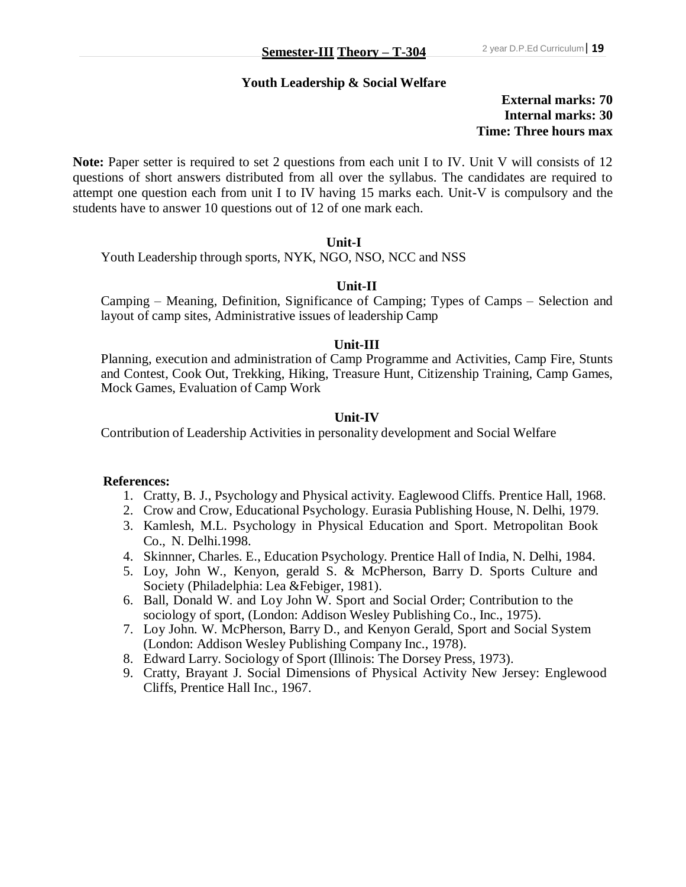## Semester-III Theory – T-304

### Youth Leadership & Social Welfare

**External marks: 70**
**Internal marks: 30**
**Time: Three hours max**

**Note:** Paper setter is required to set 2 questions from each unit I to IV. Unit V will consists of 12 questions of short answers distributed from all over the syllabus. The candidates are required to attempt one question each from unit I to IV having 15 marks each. Unit-V is compulsory and the students have to answer 10 questions out of 12 of one mark each.

**Unit-I**

Youth Leadership through sports, NYK, NGO, NSO, NCC and NSS

**Unit-II**

Camping – Meaning, Definition, Significance of Camping; Types of Camps – Selection and layout of camp sites, Administrative issues of leadership Camp

**Unit-III**

Planning, execution and administration of Camp Programme and Activities, Camp Fire, Stunts and Contest, Cook Out, Trekking, Hiking, Treasure Hunt, Citizenship Training, Camp Games, Mock Games, Evaluation of Camp Work

**Unit-IV**

Contribution of Leadership Activities in personality development and Social Welfare

**References:**

1. Cratty, B. J., Psychology and Physical activity. Eaglewood Cliffs. Prentice Hall, 1968.
2. Crow and Crow, Educational Psychology. Eurasia Publishing House, N. Delhi, 1979.
3. Kamlesh, M.L. Psychology in Physical Education and Sport. Metropolitan Book Co., N. Delhi.1998.
4. Skinnner, Charles. E., Education Psychology. Prentice Hall of India, N. Delhi, 1984.
5. Loy, John W., Kenyon, gerald S. & McPherson, Barry D. Sports Culture and Society (Philadelphia: Lea &Febiger, 1981).
6. Ball, Donald W. and Loy John W. Sport and Social Order; Contribution to the sociology of sport, (London: Addison Wesley Publishing Co., Inc., 1975).
7. Loy John. W. McPherson, Barry D., and Kenyon Gerald, Sport and Social System (London: Addison Wesley Publishing Company Inc., 1978).
8. Edward Larry. Sociology of Sport (Illinois: The Dorsey Press, 1973).
9. Cratty, Brayant J. Social Dimensions of Physical Activity New Jersey: Englewood Cliffs, Prentice Hall Inc., 1967.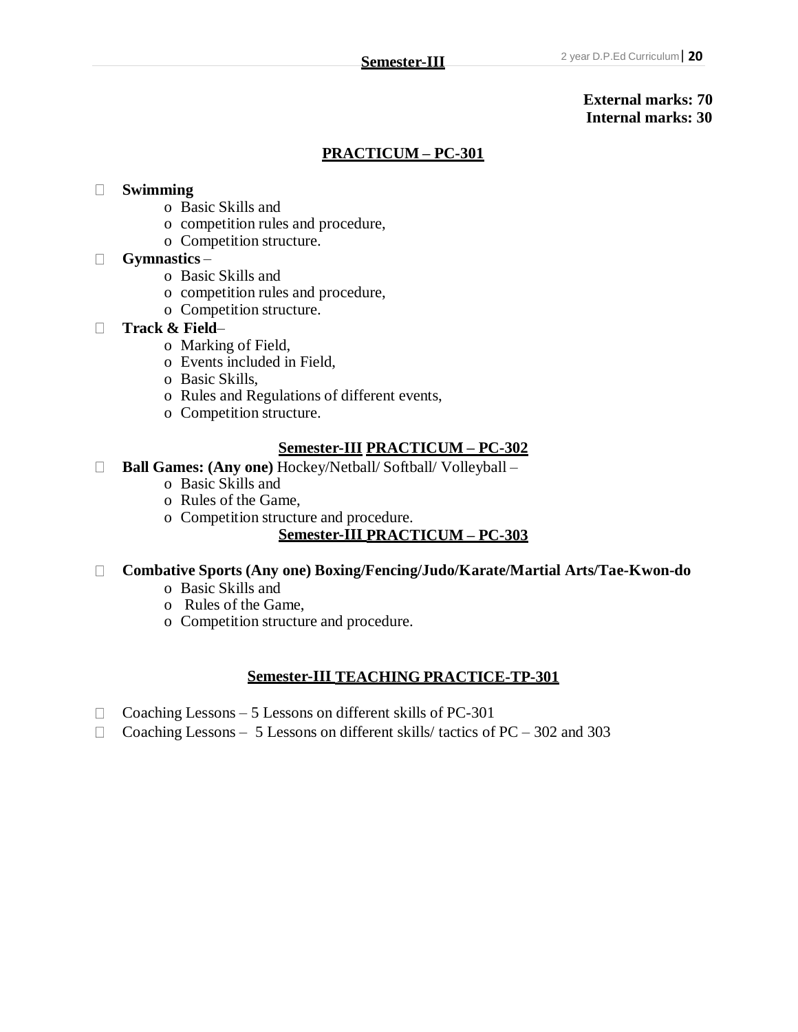## Semester-III

**External marks: 70**
**Internal marks: 30**

### PRACTICUM – PC-301

- **Swimming**
  - Basic Skills and
  - competition rules and procedure,
  - Competition structure.
- **Gymnastics** –
  - Basic Skills and
  - competition rules and procedure,
  - Competition structure.
- **Track & Field**–
  - Marking of Field,
  - Events included in Field,
  - Basic Skills,
  - Rules and Regulations of different events,
  - Competition structure.

### Semester-III PRACTICUM – PC-302

- **Ball Games: (Any one)** Hockey/Netball/ Softball/ Volleyball –
  - Basic Skills and
  - Rules of the Game,
  - Competition structure and procedure.

### Semester-III PRACTICUM – PC-303

- **Combative Sports (Any one) Boxing/Fencing/Judo/Karate/Martial Arts/Tae-Kwon-do**
  - Basic Skills and
  - Rules of the Game,
  - Competition structure and procedure.

### Semester-III TEACHING PRACTICE-TP-301

- Coaching Lessons – 5 Lessons on different skills of PC-301
- Coaching Lessons – 5 Lessons on different skills/ tactics of PC – 302 and 303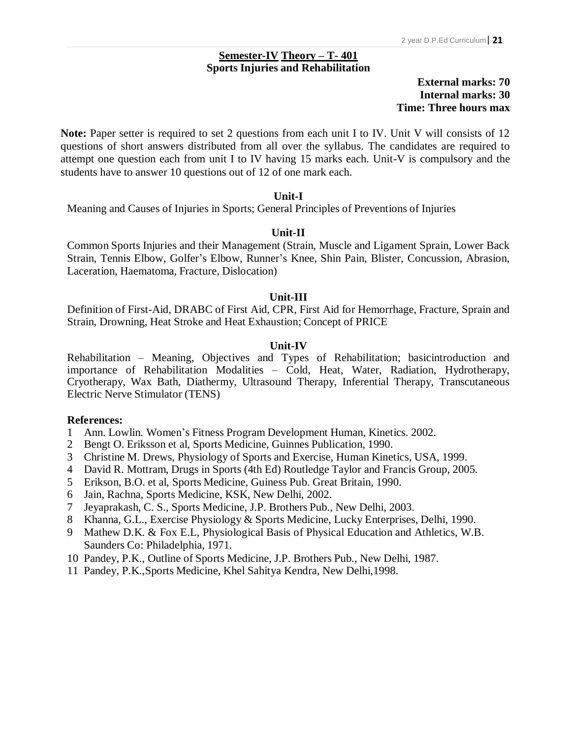## Semester-IV Theory – T- 401
## Sports Injuries and Rehabilitation

**External marks: 70**
**Internal marks: 30**
**Time: Three hours max**

**Note:** Paper setter is required to set 2 questions from each unit I to IV. Unit V will consists of 12 questions of short answers distributed from all over the syllabus. The candidates are required to attempt one question each from unit I to IV having 15 marks each. Unit-V is compulsory and the students have to answer 10 questions out of 12 of one mark each.

### Unit-I

Meaning and Causes of Injuries in Sports; General Principles of Preventions of Injuries

### Unit-II

Common Sports Injuries and their Management (Strain, Muscle and Ligament Sprain, Lower Back Strain, Tennis Elbow, Golfer's Elbow, Runner's Knee, Shin Pain, Blister, Concussion, Abrasion, Laceration, Haematoma, Fracture, Dislocation)

### Unit-III

Definition of First-Aid, DRABC of First Aid, CPR, First Aid for Hemorrhage, Fracture, Sprain and Strain, Drowning, Heat Stroke and Heat Exhaustion; Concept of PRICE

### Unit-IV

Rehabilitation – Meaning, Objectives and Types of Rehabilitation; basicintroduction and importance of Rehabilitation Modalities – Cold, Heat, Water, Radiation, Hydrotherapy, Cryotherapy, Wax Bath, Diathermy, Ultrasound Therapy, Inferential Therapy, Transcutaneous Electric Nerve Stimulator (TENS)

**References:**

1. Ann. Lowlin. Women's Fitness Program Development Human, Kinetics. 2002.
2. Bengt O. Eriksson et al, Sports Medicine, Guinnes Publication, 1990.
3. Christine M. Drews, Physiology of Sports and Exercise, Human Kinetics, USA, 1999.
4. David R. Mottram, Drugs in Sports (4th Ed) Routledge Taylor and Francis Group, 2005.
5. Erikson, B.O. et al, Sports Medicine, Guiness Pub. Great Britain, 1990.
6. Jain, Rachna, Sports Medicine, KSK, New Delhi, 2002.
7. Jeyaprakash, C. S., Sports Medicine, J.P. Brothers Pub., New Delhi, 2003.
8. Khanna, G.L., Exercise Physiology & Sports Medicine, Lucky Enterprises, Delhi, 1990.
9. Mathew D.K. & Fox E.L, Physiological Basis of Physical Education and Athletics, W.B. Saunders Co: Philadelphia, 1971.
10. Pandey, P.K., Outline of Sports Medicine, J.P. Brothers Pub., New Delhi, 1987.
11. Pandey, P.K.,Sports Medicine, Khel Sahitya Kendra, New Delhi,1998.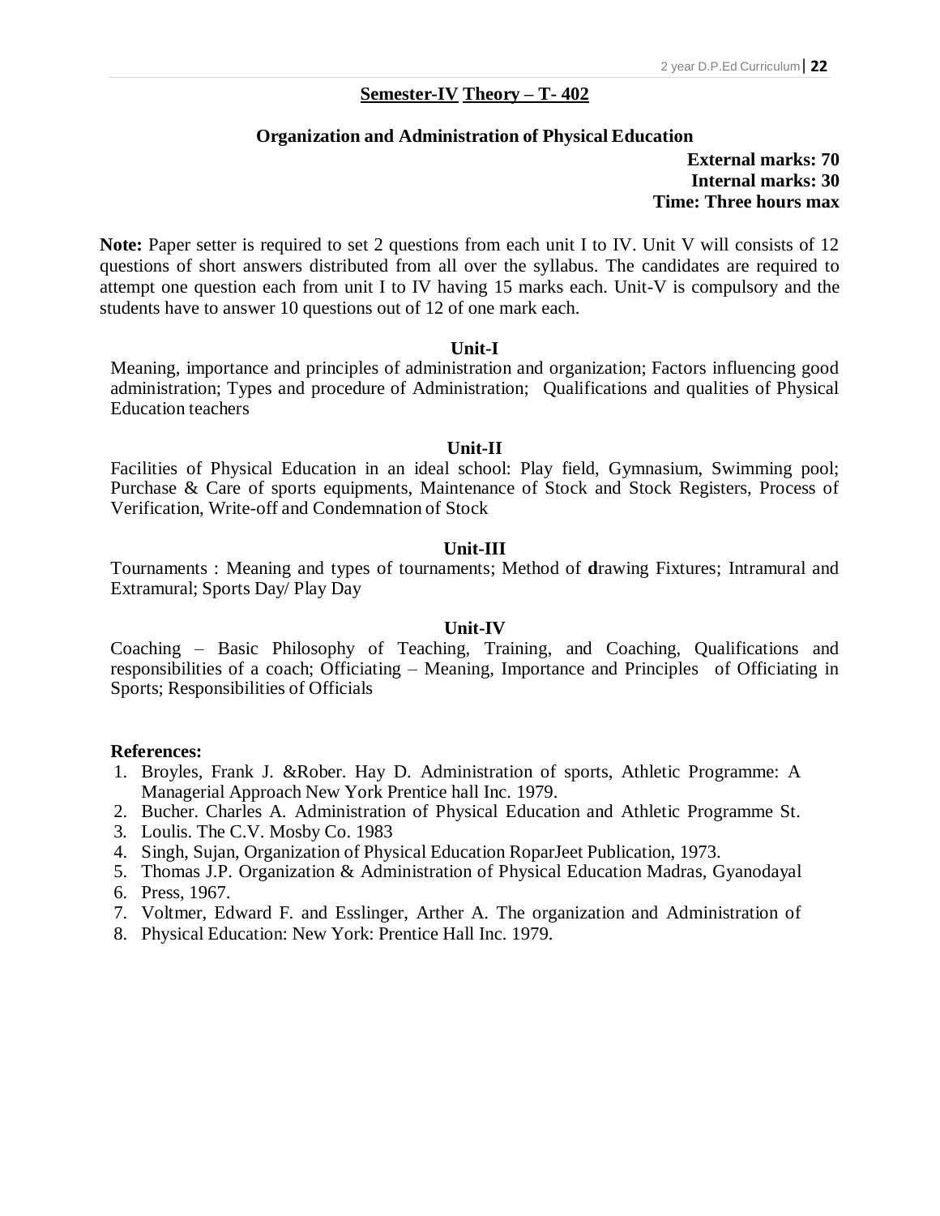## Semester-IV Theory – T- 402

### Organization and Administration of Physical Education

**External marks: 70**
**Internal marks: 30**
**Time: Three hours max**

**Note:** Paper setter is required to set 2 questions from each unit I to IV. Unit V will consists of 12 questions of short answers distributed from all over the syllabus. The candidates are required to attempt one question each from unit I to IV having 15 marks each. Unit-V is compulsory and the students have to answer 10 questions out of 12 of one mark each.

**Unit-I**

Meaning, importance and principles of administration and organization; Factors influencing good administration; Types and procedure of Administration; Qualifications and qualities of Physical Education teachers

**Unit-II**

Facilities of Physical Education in an ideal school: Play field, Gymnasium, Swimming pool; Purchase & Care of sports equipments, Maintenance of Stock and Stock Registers, Process of Verification, Write-off and Condemnation of Stock

**Unit-III**

Tournaments : Meaning and types of tournaments; Method of **d**rawing Fixtures; Intramural and Extramural; Sports Day/ Play Day

**Unit-IV**

Coaching – Basic Philosophy of Teaching, Training, and Coaching, Qualifications and responsibilities of a coach; Officiating – Meaning, Importance and Principles of Officiating in Sports; Responsibilities of Officials

**References:**

1. Broyles, Frank J. &Rober. Hay D. Administration of sports, Athletic Programme: A Managerial Approach New York Prentice hall Inc. 1979.
2. Bucher. Charles A. Administration of Physical Education and Athletic Programme St.
3. Loulis. The C.V. Mosby Co. 1983
4. Singh, Sujan, Organization of Physical Education RoparJeet Publication, 1973.
5. Thomas J.P. Organization & Administration of Physical Education Madras, Gyanodayal
6. Press, 1967.
7. Voltmer, Edward F. and Esslinger, Arther A. The organization and Administration of
8. Physical Education: New York: Prentice Hall Inc. 1979.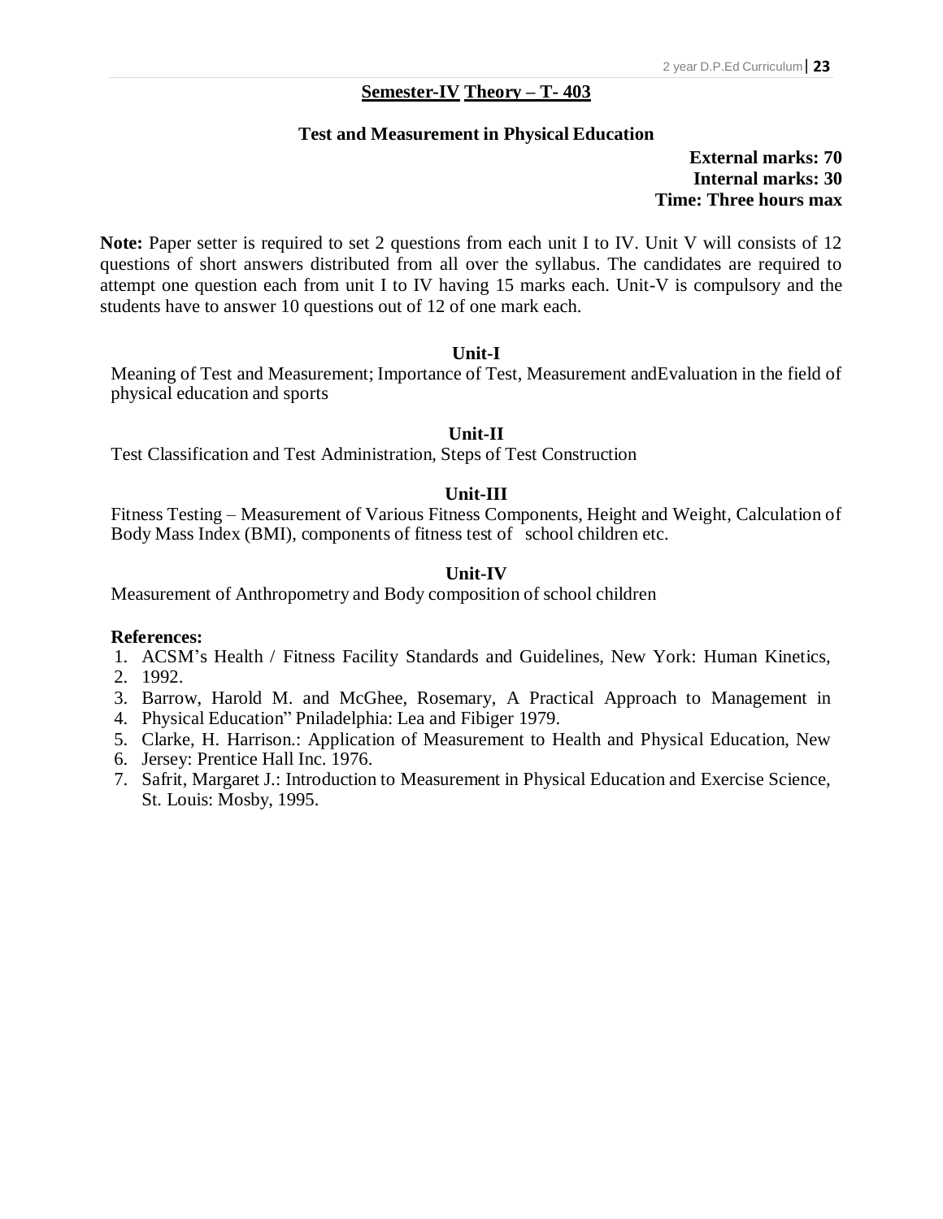## Semester-IV Theory – T- 403

### Test and Measurement in Physical Education

**External marks: 70**
**Internal marks: 30**
**Time: Three hours max**

**Note:** Paper setter is required to set 2 questions from each unit I to IV. Unit V will consists of 12 questions of short answers distributed from all over the syllabus. The candidates are required to attempt one question each from unit I to IV having 15 marks each. Unit-V is compulsory and the students have to answer 10 questions out of 12 of one mark each.

**Unit-I**

Meaning of Test and Measurement; Importance of Test, Measurement andEvaluation in the field of physical education and sports

**Unit-II**

Test Classification and Test Administration, Steps of Test Construction

**Unit-III**

Fitness Testing – Measurement of Various Fitness Components, Height and Weight, Calculation of Body Mass Index (BMI), components of fitness test of school children etc.

**Unit-IV**

Measurement of Anthropometry and Body composition of school children

**References:**

1. ACSM's Health / Fitness Facility Standards and Guidelines, New York: Human Kinetics,
2. 1992.
3. Barrow, Harold M. and McGhee, Rosemary, A Practical Approach to Management in
4. Physical Education" Pniladelphia: Lea and Fibiger 1979.
5. Clarke, H. Harrison.: Application of Measurement to Health and Physical Education, New
6. Jersey: Prentice Hall Inc. 1976.
7. Safrit, Margaret J.: Introduction to Measurement in Physical Education and Exercise Science, St. Louis: Mosby, 1995.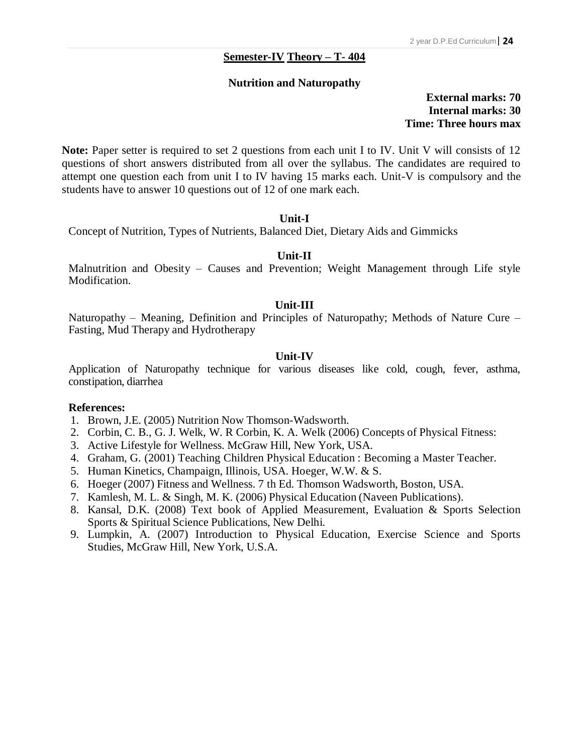## Semester-IV Theory – T- 404

### Nutrition and Naturopathy

**External marks: 70**
**Internal marks: 30**
**Time: Three hours max**

**Note:** Paper setter is required to set 2 questions from each unit I to IV. Unit V will consists of 12 questions of short answers distributed from all over the syllabus. The candidates are required to attempt one question each from unit I to IV having 15 marks each. Unit-V is compulsory and the students have to answer 10 questions out of 12 of one mark each.

#### Unit-I

Concept of Nutrition, Types of Nutrients, Balanced Diet, Dietary Aids and Gimmicks

#### Unit-II

Malnutrition and Obesity – Causes and Prevention; Weight Management through Life style Modification.

#### Unit-III

Naturopathy – Meaning, Definition and Principles of Naturopathy; Methods of Nature Cure – Fasting, Mud Therapy and Hydrotherapy

#### Unit-IV

Application of Naturopathy technique for various diseases like cold, cough, fever, asthma, constipation, diarrhea

**References:**

1. Brown, J.E. (2005) Nutrition Now Thomson-Wadsworth.
2. Corbin, C. B., G. J. Welk, W. R Corbin, K. A. Welk (2006) Concepts of Physical Fitness:
3. Active Lifestyle for Wellness. McGraw Hill, New York, USA.
4. Graham, G. (2001) Teaching Children Physical Education : Becoming a Master Teacher.
5. Human Kinetics, Champaign, Illinois, USA. Hoeger, W.W. & S.
6. Hoeger (2007) Fitness and Wellness. 7 th Ed. Thomson Wadsworth, Boston, USA.
7. Kamlesh, M. L. & Singh, M. K. (2006) Physical Education (Naveen Publications).
8. Kansal, D.K. (2008) Text book of Applied Measurement, Evaluation & Sports Selection Sports & Spiritual Science Publications, New Delhi.
9. Lumpkin, A. (2007) Introduction to Physical Education, Exercise Science and Sports Studies, McGraw Hill, New York, U.S.A.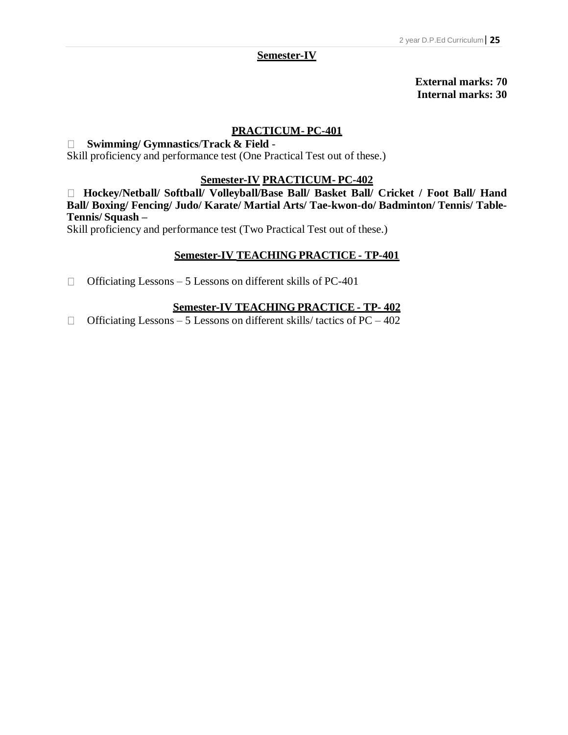## Semester-IV

**External marks: 70**
**Internal marks: 30**

### PRACTICUM- PC-401

- **Swimming/ Gymnastics/Track & Field** -

Skill proficiency and performance test (One Practical Test out of these.)

### Semester-IV PRACTICUM- PC-402

- **Hockey/Netball/ Softball/ Volleyball/Base Ball/ Basket Ball/ Cricket / Foot Ball/ Hand Ball/ Boxing/ Fencing/ Judo/ Karate/ Martial Arts/ Tae-kwon-do/ Badminton/ Tennis/ Table-Tennis/ Squash –**

Skill proficiency and performance test (Two Practical Test out of these.)

### Semester-IV TEACHING PRACTICE - TP-401

- Officiating Lessons – 5 Lessons on different skills of PC-401

### Semester-IV TEACHING PRACTICE - TP- 402

- Officiating Lessons – 5 Lessons on different skills/ tactics of PC – 402